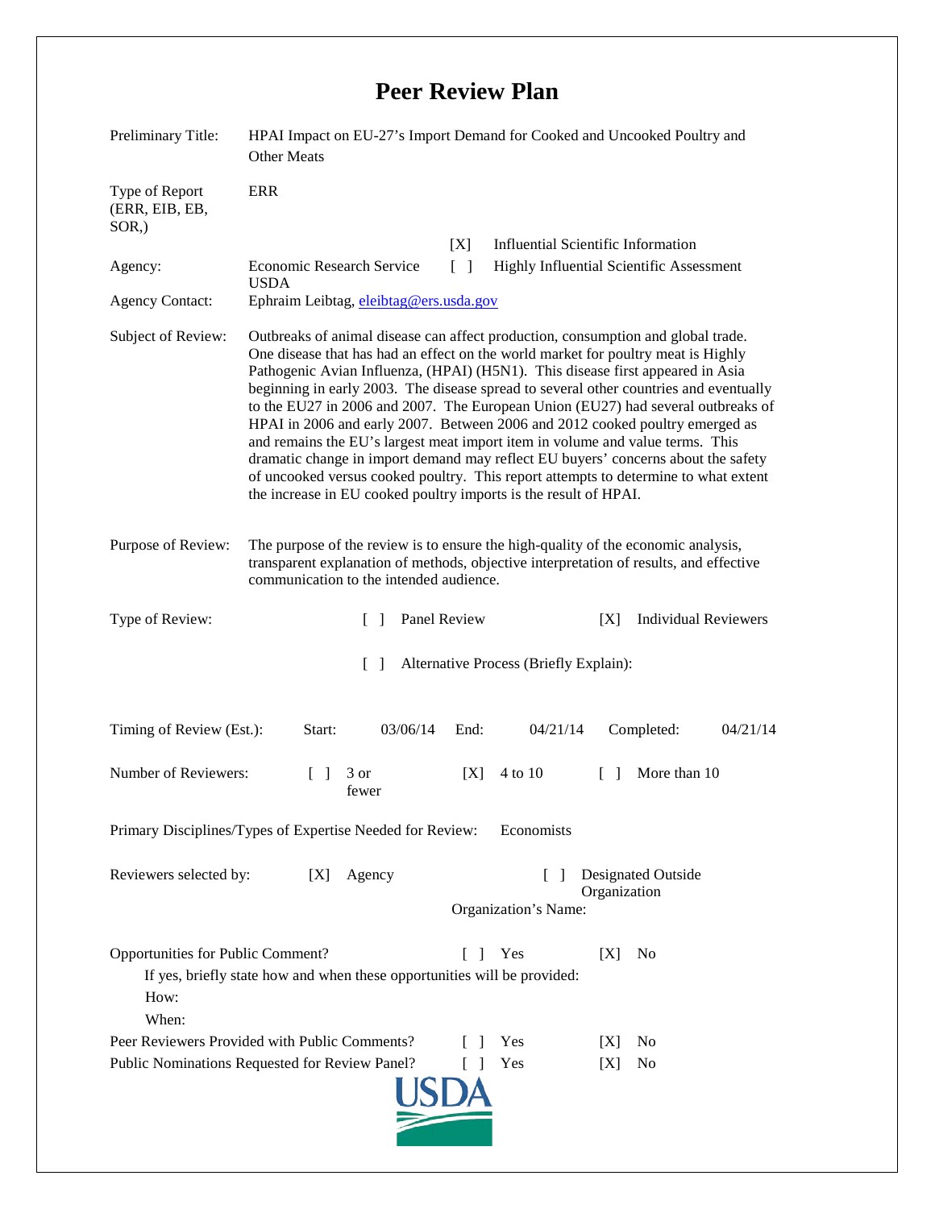# Peer Review Plan

Preliminary Title: HPAI Impact on EU-27's Import Demand for Cooked and Uncooked Poultry and Other Meats

Type of Report (ERR, EIB, EB, SOR,): ERR

[X] Influential Scientific Information

[ ] Highly Influential Scientific Assessment

Agency: Economic Research Service USDA

Agency Contact: Ephraim Leibtag, eleibtag@ers.usda.gov

Subject of Review: Outbreaks of animal disease can affect production, consumption and global trade. One disease that has had an effect on the world market for poultry meat is Highly Pathogenic Avian Influenza, (HPAI) (H5N1). This disease first appeared in Asia beginning in early 2003. The disease spread to several other countries and eventually to the EU27 in 2006 and 2007. The European Union (EU27) had several outbreaks of HPAI in 2006 and early 2007. Between 2006 and 2012 cooked poultry emerged as and remains the EU's largest meat import item in volume and value terms. This dramatic change in import demand may reflect EU buyers' concerns about the safety of uncooked versus cooked poultry. This report attempts to determine to what extent the increase in EU cooked poultry imports is the result of HPAI.

Purpose of Review: The purpose of the review is to ensure the high-quality of the economic analysis, transparent explanation of methods, objective interpretation of results, and effective communication to the intended audience.

Type of Review: [ ] Panel Review [X] Individual Reviewers

[ ] Alternative Process (Briefly Explain):

Timing of Review (Est.): Start: 03/06/14 End: 04/21/14 Completed: 04/21/14

Number of Reviewers: [ ] 3 or fewer [X] 4 to 10 [ ] More than 10

Primary Disciplines/Types of Expertise Needed for Review: Economists

Reviewers selected by: [X] Agency [ ] Designated Outside Organization

Organization's Name:

Opportunities for Public Comment? [ ] Yes [X] No

If yes, briefly state how and when these opportunities will be provided:

How:

When:

Peer Reviewers Provided with Public Comments? [ ] Yes [X] No

Public Nominations Requested for Review Panel? [ ] Yes [X] No